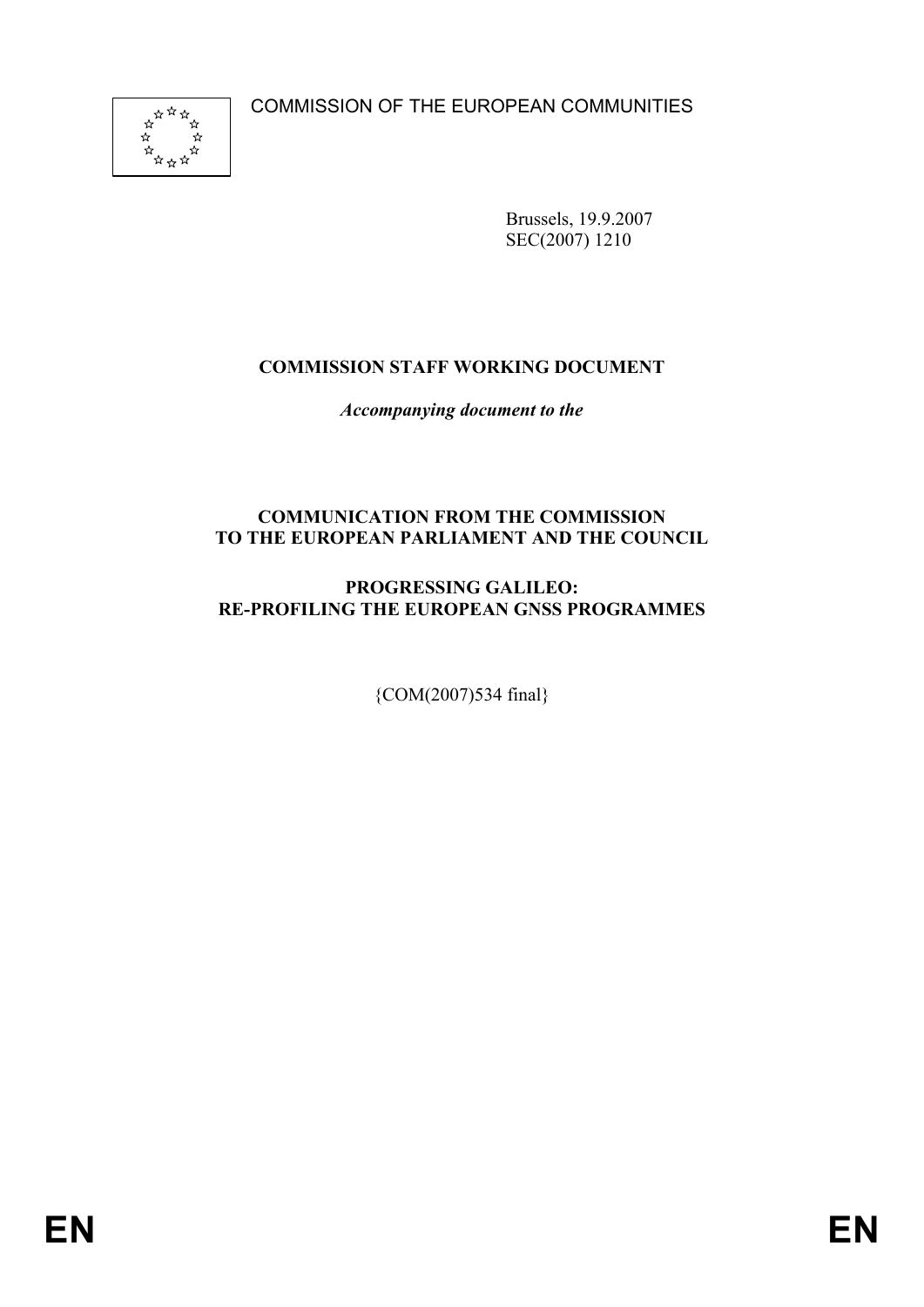COMMISSION OF THE EUROPEAN COMMUNITIES

Brussels, 19.9.2007
SEC(2007) 1210

**COMMISSION STAFF WORKING DOCUMENT**

***Accompanying document to the***

**COMMUNICATION FROM THE COMMISSION TO THE EUROPEAN PARLIAMENT AND THE COUNCIL**

**PROGRESSING GALILEO: RE-PROFILING THE EUROPEAN GNSS PROGRAMMES**

{COM(2007)534 final}

EN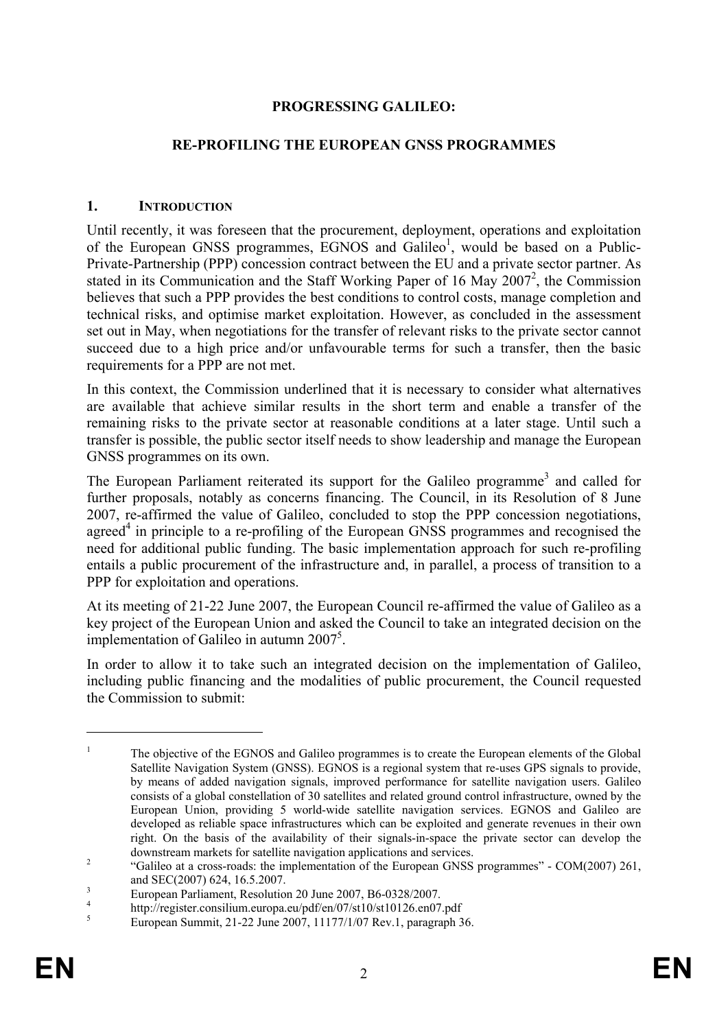# PROGRESSING GALILEO:

## RE-PROFILING THE EUROPEAN GNSS PROGRAMMES

### 1. INTRODUCTION

Until recently, it was foreseen that the procurement, deployment, operations and exploitation of the European GNSS programmes, EGNOS and Galileo[1], would be based on a Public-Private-Partnership (PPP) concession contract between the EU and a private sector partner. As stated in its Communication and the Staff Working Paper of 16 May 2007[2], the Commission believes that such a PPP provides the best conditions to control costs, manage completion and technical risks, and optimise market exploitation. However, as concluded in the assessment set out in May, when negotiations for the transfer of relevant risks to the private sector cannot succeed due to a high price and/or unfavourable terms for such a transfer, then the basic requirements for a PPP are not met.

In this context, the Commission underlined that it is necessary to consider what alternatives are available that achieve similar results in the short term and enable a transfer of the remaining risks to the private sector at reasonable conditions at a later stage. Until such a transfer is possible, the public sector itself needs to show leadership and manage the European GNSS programmes on its own.

The European Parliament reiterated its support for the Galileo programme[3] and called for further proposals, notably as concerns financing. The Council, in its Resolution of 8 June 2007, re-affirmed the value of Galileo, concluded to stop the PPP concession negotiations, agreed[4] in principle to a re-profiling of the European GNSS programmes and recognised the need for additional public funding. The basic implementation approach for such re-profiling entails a public procurement of the infrastructure and, in parallel, a process of transition to a PPP for exploitation and operations.

At its meeting of 21-22 June 2007, the European Council re-affirmed the value of Galileo as a key project of the European Union and asked the Council to take an integrated decision on the implementation of Galileo in autumn 2007[5].

In order to allow it to take such an integrated decision on the implementation of Galileo, including public financing and the modalities of public procurement, the Council requested the Commission to submit:

---

[1] The objective of the EGNOS and Galileo programmes is to create the European elements of the Global Satellite Navigation System (GNSS). EGNOS is a regional system that re-uses GPS signals to provide, by means of added navigation signals, improved performance for satellite navigation users. Galileo consists of a global constellation of 30 satellites and related ground control infrastructure, owned by the European Union, providing 5 world-wide satellite navigation services. EGNOS and Galileo are developed as reliable space infrastructures which can be exploited and generate revenues in their own right. On the basis of the availability of their signals-in-space the private sector can develop the downstream markets for satellite navigation applications and services.

[2] "Galileo at a cross-roads: the implementation of the European GNSS programmes" - COM(2007) 261, and SEC(2007) 624, 16.5.2007.

[3] European Parliament, Resolution 20 June 2007, B6-0328/2007.

[4] http://register.consilium.europa.eu/pdf/en/07/st10/st10126.en07.pdf

[5] European Summit, 21-22 June 2007, 11177/1/07 Rev.1, paragraph 36.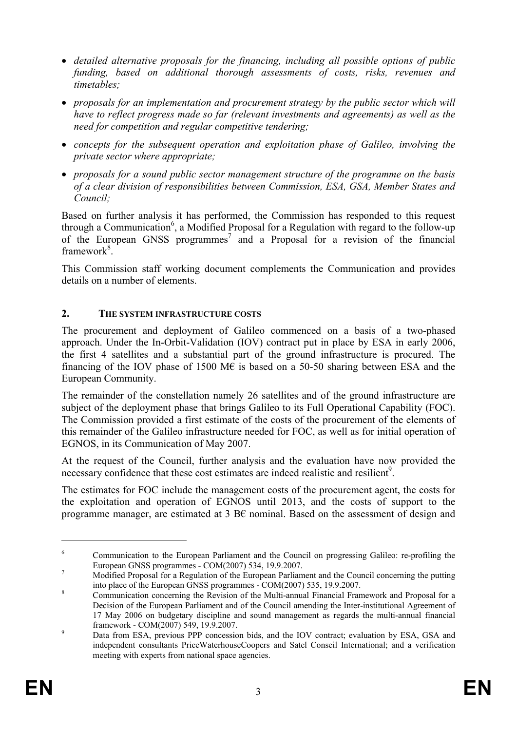- *detailed alternative proposals for the financing, including all possible options of public funding, based on additional thorough assessments of costs, risks, revenues and timetables;*
- *proposals for an implementation and procurement strategy by the public sector which will have to reflect progress made so far (relevant investments and agreements) as well as the need for competition and regular competitive tendering;*
- *concepts for the subsequent operation and exploitation phase of Galileo, involving the private sector where appropriate;*
- *proposals for a sound public sector management structure of the programme on the basis of a clear division of responsibilities between Commission, ESA, GSA, Member States and Council;*

Based on further analysis it has performed, the Commission has responded to this request through a Communication[6], a Modified Proposal for a Regulation with regard to the follow-up of the European GNSS programmes[7] and a Proposal for a revision of the financial framework[8].

This Commission staff working document complements the Communication and provides details on a number of elements.

## 2. THE SYSTEM INFRASTRUCTURE COSTS

The procurement and deployment of Galileo commenced on a basis of a two-phased approach. Under the In-Orbit-Validation (IOV) contract put in place by ESA in early 2006, the first 4 satellites and a substantial part of the ground infrastructure is procured. The financing of the IOV phase of 1500 M€ is based on a 50-50 sharing between ESA and the European Community.

The remainder of the constellation namely 26 satellites and of the ground infrastructure are subject of the deployment phase that brings Galileo to its Full Operational Capability (FOC). The Commission provided a first estimate of the costs of the procurement of the elements of this remainder of the Galileo infrastructure needed for FOC, as well as for initial operation of EGNOS, in its Communication of May 2007.

At the request of the Council, further analysis and the evaluation have now provided the necessary confidence that these cost estimates are indeed realistic and resilient[9].

The estimates for FOC include the management costs of the procurement agent, the costs for the exploitation and operation of EGNOS until 2013, and the costs of support to the programme manager, are estimated at 3 B€ nominal. Based on the assessment of design and

---

[6] Communication to the European Parliament and the Council on progressing Galileo: re-profiling the European GNSS programmes - COM(2007) 534, 19.9.2007.

[7] Modified Proposal for a Regulation of the European Parliament and the Council concerning the putting into place of the European GNSS programmes - COM(2007) 535, 19.9.2007.

[8] Communication concerning the Revision of the Multi-annual Financial Framework and Proposal for a Decision of the European Parliament and of the Council amending the Inter-institutional Agreement of 17 May 2006 on budgetary discipline and sound management as regards the multi-annual financial framework - COM(2007) 549, 19.9.2007.

[9] Data from ESA, previous PPP concession bids, and the IOV contract; evaluation by ESA, GSA and independent consultants PriceWaterhouseCoopers and Satel Conseil International; and a verification meeting with experts from national space agencies.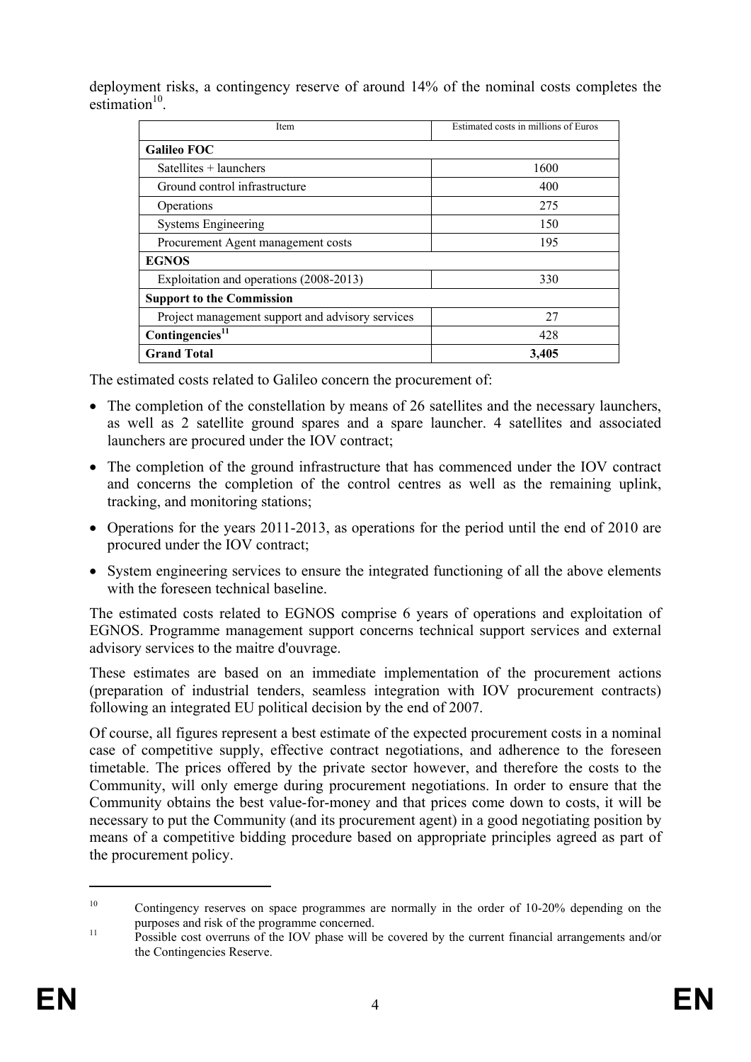deployment risks, a contingency reserve of around 14% of the nominal costs completes the estimation[10].

| Item | Estimated costs in millions of Euros |
|---|---|
| **Galileo FOC** | |
| Satellites + launchers | 1600 |
| Ground control infrastructure | 400 |
| Operations | 275 |
| Systems Engineering | 150 |
| Procurement Agent management costs | 195 |
| **EGNOS** | |
| Exploitation and operations (2008-2013) | 330 |
| **Support to the Commission** | |
| Project management support and advisory services | 27 |
| **Contingencies[11]** | 428 |
| **Grand Total** | **3,405** |

The estimated costs related to Galileo concern the procurement of:

- The completion of the constellation by means of 26 satellites and the necessary launchers, as well as 2 satellite ground spares and a spare launcher. 4 satellites and associated launchers are procured under the IOV contract;
- The completion of the ground infrastructure that has commenced under the IOV contract and concerns the completion of the control centres as well as the remaining uplink, tracking, and monitoring stations;
- Operations for the years 2011-2013, as operations for the period until the end of 2010 are procured under the IOV contract;
- System engineering services to ensure the integrated functioning of all the above elements with the foreseen technical baseline.

The estimated costs related to EGNOS comprise 6 years of operations and exploitation of EGNOS. Programme management support concerns technical support services and external advisory services to the maitre d'ouvrage.

These estimates are based on an immediate implementation of the procurement actions (preparation of industrial tenders, seamless integration with IOV procurement contracts) following an integrated EU political decision by the end of 2007.

Of course, all figures represent a best estimate of the expected procurement costs in a nominal case of competitive supply, effective contract negotiations, and adherence to the foreseen timetable. The prices offered by the private sector however, and therefore the costs to the Community, will only emerge during procurement negotiations. In order to ensure that the Community obtains the best value-for-money and that prices come down to costs, it will be necessary to put the Community (and its procurement agent) in a good negotiating position by means of a competitive bidding procedure based on appropriate principles agreed as part of the procurement policy.

---

[10] Contingency reserves on space programmes are normally in the order of 10-20% depending on the purposes and risk of the programme concerned.

[11] Possible cost overruns of the IOV phase will be covered by the current financial arrangements and/or the Contingencies Reserve.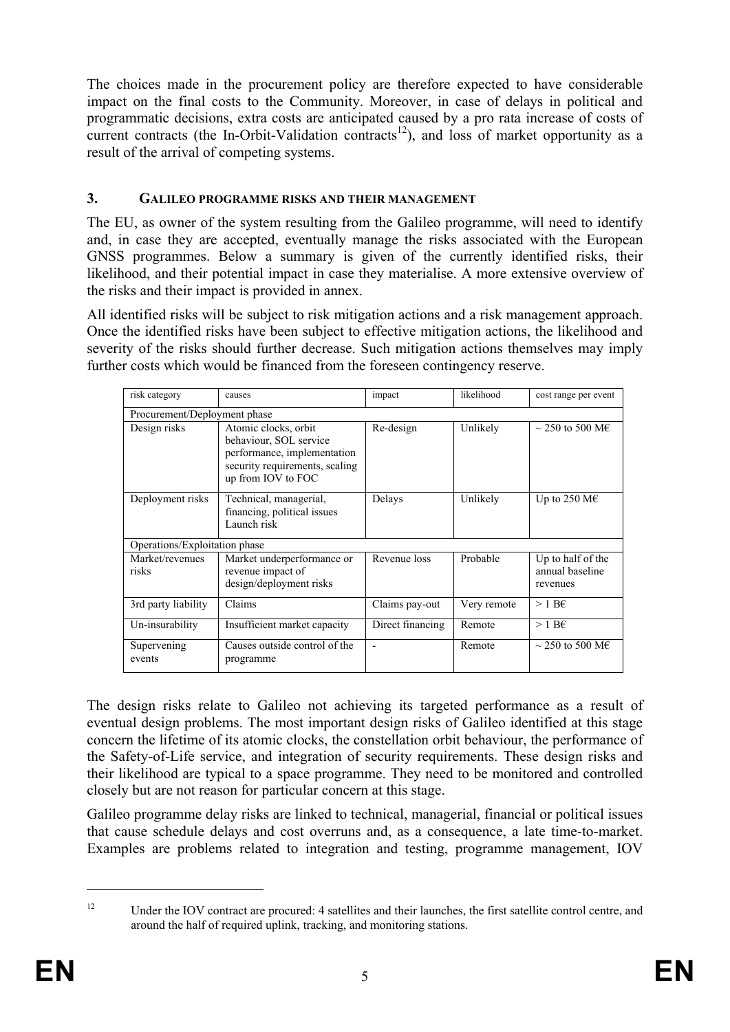The choices made in the procurement policy are therefore expected to have considerable impact on the final costs to the Community. Moreover, in case of delays in political and programmatic decisions, extra costs are anticipated caused by a pro rata increase of costs of current contracts (the In-Orbit-Validation contracts[12]), and loss of market opportunity as a result of the arrival of competing systems.

## 3. GALILEO PROGRAMME RISKS AND THEIR MANAGEMENT

The EU, as owner of the system resulting from the Galileo programme, will need to identify and, in case they are accepted, eventually manage the risks associated with the European GNSS programmes. Below a summary is given of the currently identified risks, their likelihood, and their potential impact in case they materialise. A more extensive overview of the risks and their impact is provided in annex.

All identified risks will be subject to risk mitigation actions and a risk management approach. Once the identified risks have been subject to effective mitigation actions, the likelihood and severity of the risks should further decrease. Such mitigation actions themselves may imply further costs which would be financed from the foreseen contingency reserve.

| risk category | causes | impact | likelihood | cost range per event |
|---|---|---|---|---|
| Procurement/Deployment phase | | | | |
| Design risks | Atomic clocks, orbit behaviour, SOL service performance, implementation security requirements, scaling up from IOV to FOC | Re-design | Unlikely | ~ 250 to 500 M€ |
| Deployment risks | Technical, managerial, financing, political issues Launch risk | Delays | Unlikely | Up to 250 M€ |
| Operations/Exploitation phase | | | | |
| Market/revenues risks | Market underperformance or revenue impact of design/deployment risks | Revenue loss | Probable | Up to half of the annual baseline revenues |
| 3rd party liability | Claims | Claims pay-out | Very remote | > 1 B€ |
| Un-insurability | Insufficient market capacity | Direct financing | Remote | > 1 B€ |
| Supervening events | Causes outside control of the programme | - | Remote | ~ 250 to 500 M€ |

The design risks relate to Galileo not achieving its targeted performance as a result of eventual design problems. The most important design risks of Galileo identified at this stage concern the lifetime of its atomic clocks, the constellation orbit behaviour, the performance of the Safety-of-Life service, and integration of security requirements. These design risks and their likelihood are typical to a space programme. They need to be monitored and controlled closely but are not reason for particular concern at this stage.

Galileo programme delay risks are linked to technical, managerial, financial or political issues that cause schedule delays and cost overruns and, as a consequence, a late time-to-market. Examples are problems related to integration and testing, programme management, IOV

[12] Under the IOV contract are procured: 4 satellites and their launches, the first satellite control centre, and around the half of required uplink, tracking, and monitoring stations.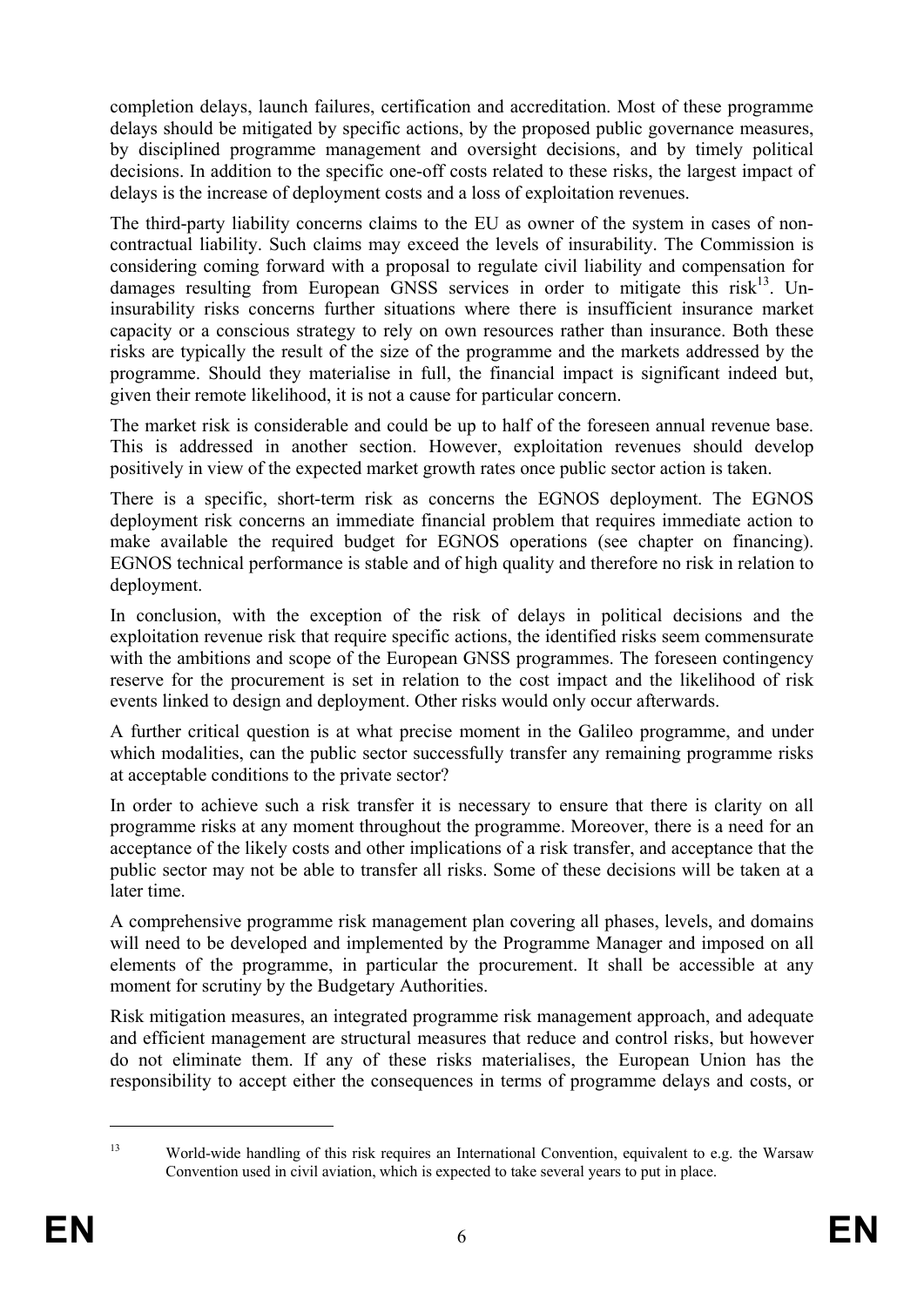completion delays, launch failures, certification and accreditation. Most of these programme delays should be mitigated by specific actions, by the proposed public governance measures, by disciplined programme management and oversight decisions, and by timely political decisions. In addition to the specific one-off costs related to these risks, the largest impact of delays is the increase of deployment costs and a loss of exploitation revenues.

The third-party liability concerns claims to the EU as owner of the system in cases of non-contractual liability. Such claims may exceed the levels of insurability. The Commission is considering coming forward with a proposal to regulate civil liability and compensation for damages resulting from European GNSS services in order to mitigate this risk[13]. Un-insurability risks concerns further situations where there is insufficient insurance market capacity or a conscious strategy to rely on own resources rather than insurance. Both these risks are typically the result of the size of the programme and the markets addressed by the programme. Should they materialise in full, the financial impact is significant indeed but, given their remote likelihood, it is not a cause for particular concern.

The market risk is considerable and could be up to half of the foreseen annual revenue base. This is addressed in another section. However, exploitation revenues should develop positively in view of the expected market growth rates once public sector action is taken.

There is a specific, short-term risk as concerns the EGNOS deployment. The EGNOS deployment risk concerns an immediate financial problem that requires immediate action to make available the required budget for EGNOS operations (see chapter on financing). EGNOS technical performance is stable and of high quality and therefore no risk in relation to deployment.

In conclusion, with the exception of the risk of delays in political decisions and the exploitation revenue risk that require specific actions, the identified risks seem commensurate with the ambitions and scope of the European GNSS programmes. The foreseen contingency reserve for the procurement is set in relation to the cost impact and the likelihood of risk events linked to design and deployment. Other risks would only occur afterwards.

A further critical question is at what precise moment in the Galileo programme, and under which modalities, can the public sector successfully transfer any remaining programme risks at acceptable conditions to the private sector?

In order to achieve such a risk transfer it is necessary to ensure that there is clarity on all programme risks at any moment throughout the programme. Moreover, there is a need for an acceptance of the likely costs and other implications of a risk transfer, and acceptance that the public sector may not be able to transfer all risks. Some of these decisions will be taken at a later time.

A comprehensive programme risk management plan covering all phases, levels, and domains will need to be developed and implemented by the Programme Manager and imposed on all elements of the programme, in particular the procurement. It shall be accessible at any moment for scrutiny by the Budgetary Authorities.

Risk mitigation measures, an integrated programme risk management approach, and adequate and efficient management are structural measures that reduce and control risks, but however do not eliminate them. If any of these risks materialises, the European Union has the responsibility to accept either the consequences in terms of programme delays and costs, or

---

[13] World-wide handling of this risk requires an International Convention, equivalent to e.g. the Warsaw Convention used in civil aviation, which is expected to take several years to put in place.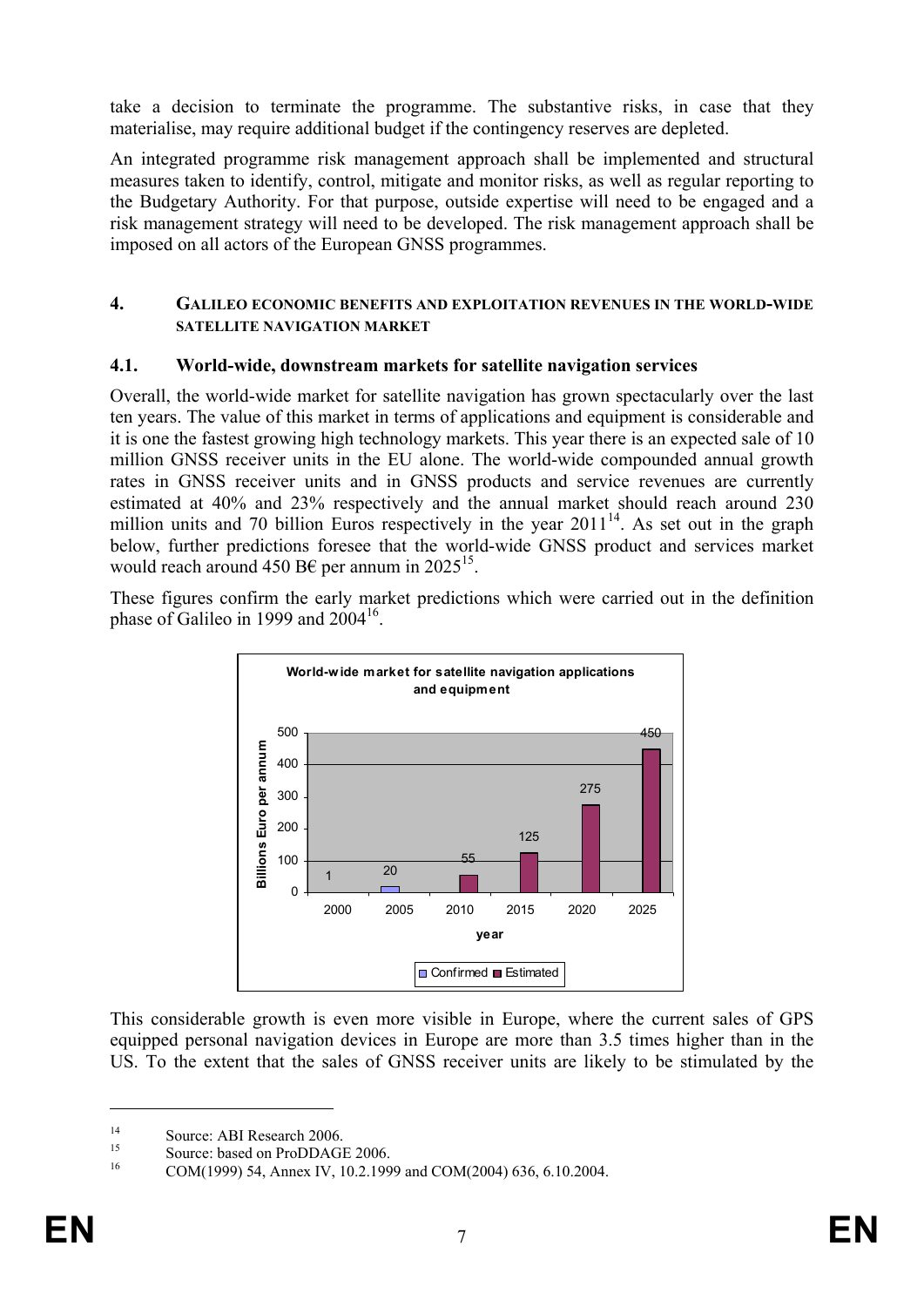take a decision to terminate the programme. The substantive risks, in case that they materialise, may require additional budget if the contingency reserves are depleted.

An integrated programme risk management approach shall be implemented and structural measures taken to identify, control, mitigate and monitor risks, as well as regular reporting to the Budgetary Authority. For that purpose, outside expertise will need to be engaged and a risk management strategy will need to be developed. The risk management approach shall be imposed on all actors of the European GNSS programmes.

## 4. GALILEO ECONOMIC BENEFITS AND EXPLOITATION REVENUES IN THE WORLD-WIDE SATELLITE NAVIGATION MARKET

### 4.1. World-wide, downstream markets for satellite navigation services

Overall, the world-wide market for satellite navigation has grown spectacularly over the last ten years. The value of this market in terms of applications and equipment is considerable and it is one the fastest growing high technology markets. This year there is an expected sale of 10 million GNSS receiver units in the EU alone. The world-wide compounded annual growth rates in GNSS receiver units and in GNSS products and service revenues are currently estimated at 40% and 23% respectively and the annual market should reach around 230 million units and 70 billion Euros respectively in the year 2011[14]. As set out in the graph below, further predictions foresee that the world-wide GNSS product and services market would reach around 450 B€ per annum in 2025[15].

These figures confirm the early market predictions which were carried out in the definition phase of Galileo in 1999 and 2004[16].

**World-wide market for satellite navigation applications and equipment**

| year | Billions Euro per annum | Status |
|---|---|---|
| 2000 | 1 | Confirmed |
| 2005 | 20 | Confirmed |
| 2010 | 55 | Estimated |
| 2015 | 125 | Estimated |
| 2020 | 275 | Estimated |
| 2025 | 450 | Estimated |

This considerable growth is even more visible in Europe, where the current sales of GPS equipped personal navigation devices in Europe are more than 3.5 times higher than in the US. To the extent that the sales of GNSS receiver units are likely to be stimulated by the

---

[14] Source: ABI Research 2006.

[15] Source: based on ProDDAGE 2006.

[16] COM(1999) 54, Annex IV, 10.2.1999 and COM(2004) 636, 6.10.2004.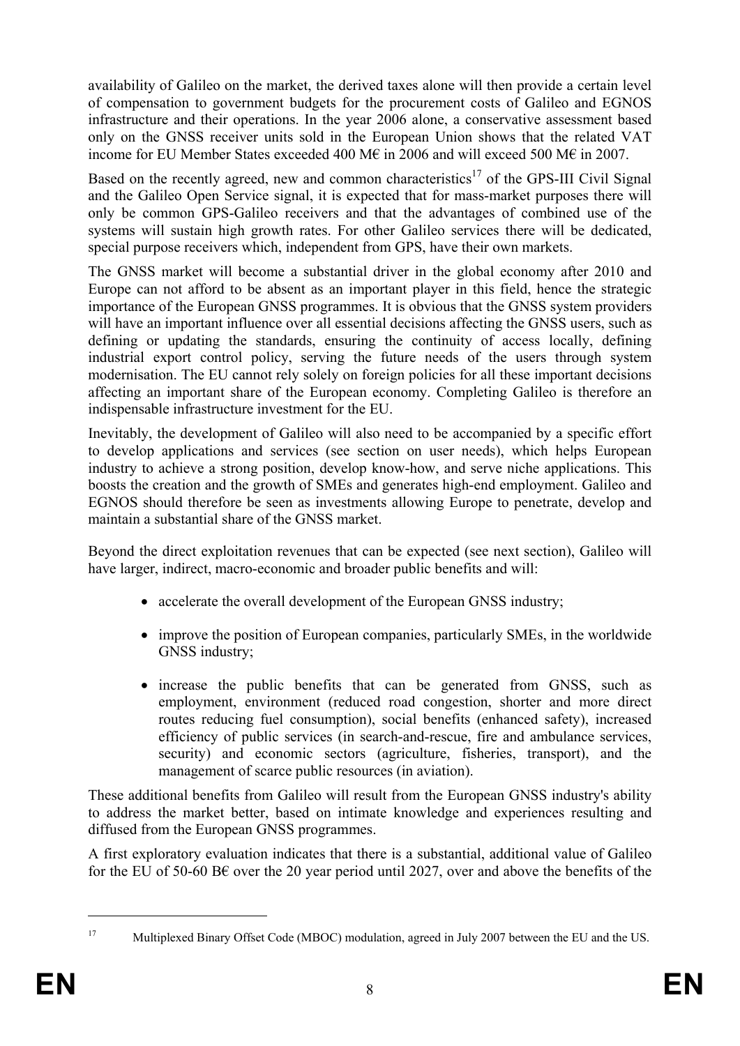availability of Galileo on the market, the derived taxes alone will then provide a certain level of compensation to government budgets for the procurement costs of Galileo and EGNOS infrastructure and their operations. In the year 2006 alone, a conservative assessment based only on the GNSS receiver units sold in the European Union shows that the related VAT income for EU Member States exceeded 400 M€ in 2006 and will exceed 500 M€ in 2007.

Based on the recently agreed, new and common characteristics[17] of the GPS-III Civil Signal and the Galileo Open Service signal, it is expected that for mass-market purposes there will only be common GPS-Galileo receivers and that the advantages of combined use of the systems will sustain high growth rates. For other Galileo services there will be dedicated, special purpose receivers which, independent from GPS, have their own markets.

The GNSS market will become a substantial driver in the global economy after 2010 and Europe can not afford to be absent as an important player in this field, hence the strategic importance of the European GNSS programmes. It is obvious that the GNSS system providers will have an important influence over all essential decisions affecting the GNSS users, such as defining or updating the standards, ensuring the continuity of access locally, defining industrial export control policy, serving the future needs of the users through system modernisation. The EU cannot rely solely on foreign policies for all these important decisions affecting an important share of the European economy. Completing Galileo is therefore an indispensable infrastructure investment for the EU.

Inevitably, the development of Galileo will also need to be accompanied by a specific effort to develop applications and services (see section on user needs), which helps European industry to achieve a strong position, develop know-how, and serve niche applications. This boosts the creation and the growth of SMEs and generates high-end employment. Galileo and EGNOS should therefore be seen as investments allowing Europe to penetrate, develop and maintain a substantial share of the GNSS market.

Beyond the direct exploitation revenues that can be expected (see next section), Galileo will have larger, indirect, macro-economic and broader public benefits and will:

- accelerate the overall development of the European GNSS industry;
- improve the position of European companies, particularly SMEs, in the worldwide GNSS industry;
- increase the public benefits that can be generated from GNSS, such as employment, environment (reduced road congestion, shorter and more direct routes reducing fuel consumption), social benefits (enhanced safety), increased efficiency of public services (in search-and-rescue, fire and ambulance services, security) and economic sectors (agriculture, fisheries, transport), and the management of scarce public resources (in aviation).

These additional benefits from Galileo will result from the European GNSS industry's ability to address the market better, based on intimate knowledge and experiences resulting and diffused from the European GNSS programmes.

A first exploratory evaluation indicates that there is a substantial, additional value of Galileo for the EU of 50-60 B€ over the 20 year period until 2027, over and above the benefits of the

---

[17] Multiplexed Binary Offset Code (MBOC) modulation, agreed in July 2007 between the EU and the US.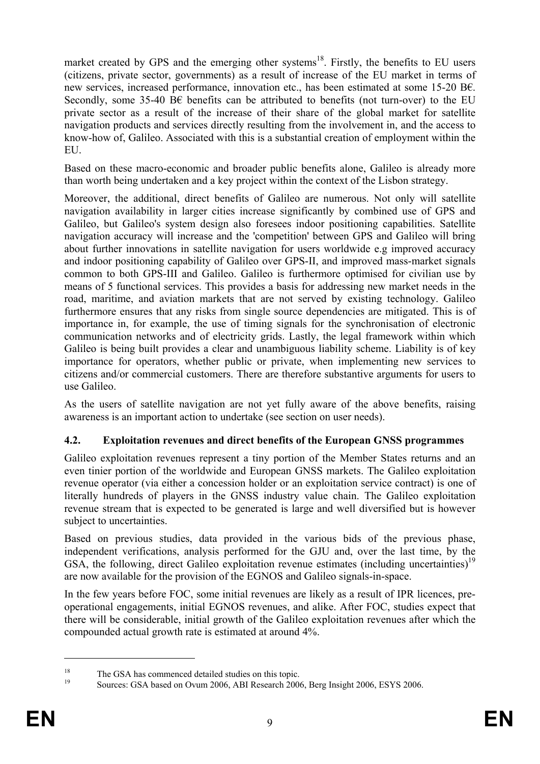market created by GPS and the emerging other systems[18]. Firstly, the benefits to EU users (citizens, private sector, governments) as a result of increase of the EU market in terms of new services, increased performance, innovation etc., has been estimated at some 15-20 B€. Secondly, some 35-40 B€ benefits can be attributed to benefits (not turn-over) to the EU private sector as a result of the increase of their share of the global market for satellite navigation products and services directly resulting from the involvement in, and the access to know-how of, Galileo. Associated with this is a substantial creation of employment within the EU.

Based on these macro-economic and broader public benefits alone, Galileo is already more than worth being undertaken and a key project within the context of the Lisbon strategy.

Moreover, the additional, direct benefits of Galileo are numerous. Not only will satellite navigation availability in larger cities increase significantly by combined use of GPS and Galileo, but Galileo's system design also foresees indoor positioning capabilities. Satellite navigation accuracy will increase and the 'competition' between GPS and Galileo will bring about further innovations in satellite navigation for users worldwide e.g improved accuracy and indoor positioning capability of Galileo over GPS-II, and improved mass-market signals common to both GPS-III and Galileo. Galileo is furthermore optimised for civilian use by means of 5 functional services. This provides a basis for addressing new market needs in the road, maritime, and aviation markets that are not served by existing technology. Galileo furthermore ensures that any risks from single source dependencies are mitigated. This is of importance in, for example, the use of timing signals for the synchronisation of electronic communication networks and of electricity grids. Lastly, the legal framework within which Galileo is being built provides a clear and unambiguous liability scheme. Liability is of key importance for operators, whether public or private, when implementing new services to citizens and/or commercial customers. There are therefore substantive arguments for users to use Galileo.

As the users of satellite navigation are not yet fully aware of the above benefits, raising awareness is an important action to undertake (see section on user needs).

### 4.2. Exploitation revenues and direct benefits of the European GNSS programmes

Galileo exploitation revenues represent a tiny portion of the Member States returns and an even tinier portion of the worldwide and European GNSS markets. The Galileo exploitation revenue operator (via either a concession holder or an exploitation service contract) is one of literally hundreds of players in the GNSS industry value chain. The Galileo exploitation revenue stream that is expected to be generated is large and well diversified but is however subject to uncertainties.

Based on previous studies, data provided in the various bids of the previous phase, independent verifications, analysis performed for the GJU and, over the last time, by the GSA, the following, direct Galileo exploitation revenue estimates (including uncertainties)[19] are now available for the provision of the EGNOS and Galileo signals-in-space.

In the few years before FOC, some initial revenues are likely as a result of IPR licences, pre-operational engagements, initial EGNOS revenues, and alike. After FOC, studies expect that there will be considerable, initial growth of the Galileo exploitation revenues after which the compounded actual growth rate is estimated at around 4%.

---

[18] The GSA has commenced detailed studies on this topic.

[19] Sources: GSA based on Ovum 2006, ABI Research 2006, Berg Insight 2006, ESYS 2006.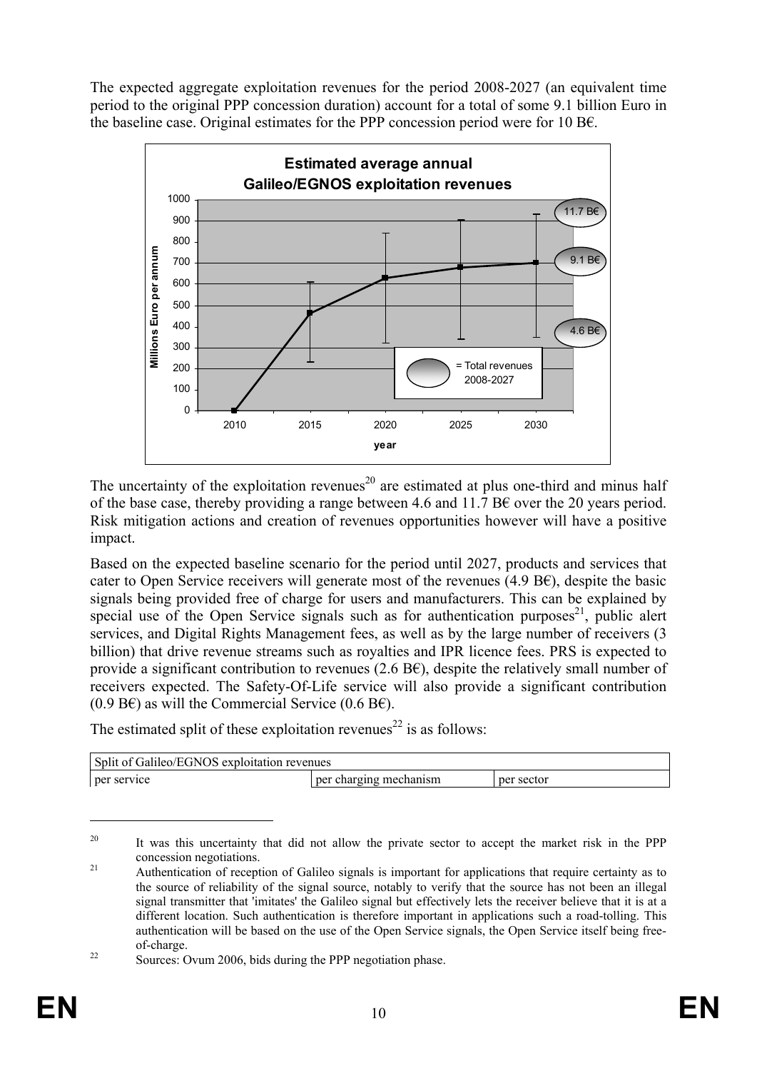The expected aggregate exploitation revenues for the period 2008-2027 (an equivalent time period to the original PPP concession duration) account for a total of some 9.1 billion Euro in the baseline case. Original estimates for the PPP concession period were for 10 B€.

**Estimated average annual Galileo/EGNOS exploitation revenues**

The uncertainty of the exploitation revenues[20] are estimated at plus one-third and minus half of the base case, thereby providing a range between 4.6 and 11.7 B€ over the 20 years period. Risk mitigation actions and creation of revenues opportunities however will have a positive impact.

Based on the expected baseline scenario for the period until 2027, products and services that cater to Open Service receivers will generate most of the revenues (4.9 B€), despite the basic signals being provided free of charge for users and manufacturers. This can be explained by special use of the Open Service signals such as for authentication purposes[21], public alert services, and Digital Rights Management fees, as well as by the large number of receivers (3 billion) that drive revenue streams such as royalties and IPR licence fees. PRS is expected to provide a significant contribution to revenues (2.6 B€), despite the relatively small number of receivers expected. The Safety-Of-Life service will also provide a significant contribution (0.9 B€) as will the Commercial Service (0.6 B€).

The estimated split of these exploitation revenues[22] is as follows:

| Split of Galileo/EGNOS exploitation revenues | | |
|---|---|---|
| per service | per charging mechanism | per sector |

---

[20] It was this uncertainty that did not allow the private sector to accept the market risk in the PPP concession negotiations.

[21] Authentication of reception of Galileo signals is important for applications that require certainty as to the source of reliability of the signal source, notably to verify that the source has not been an illegal signal transmitter that 'imitates' the Galileo signal but effectively lets the receiver believe that it is at a different location. Such authentication is therefore important in applications such a road-tolling. This authentication will be based on the use of the Open Service signals, the Open Service itself being free-of-charge.

[22] Sources: Ovum 2006, bids during the PPP negotiation phase.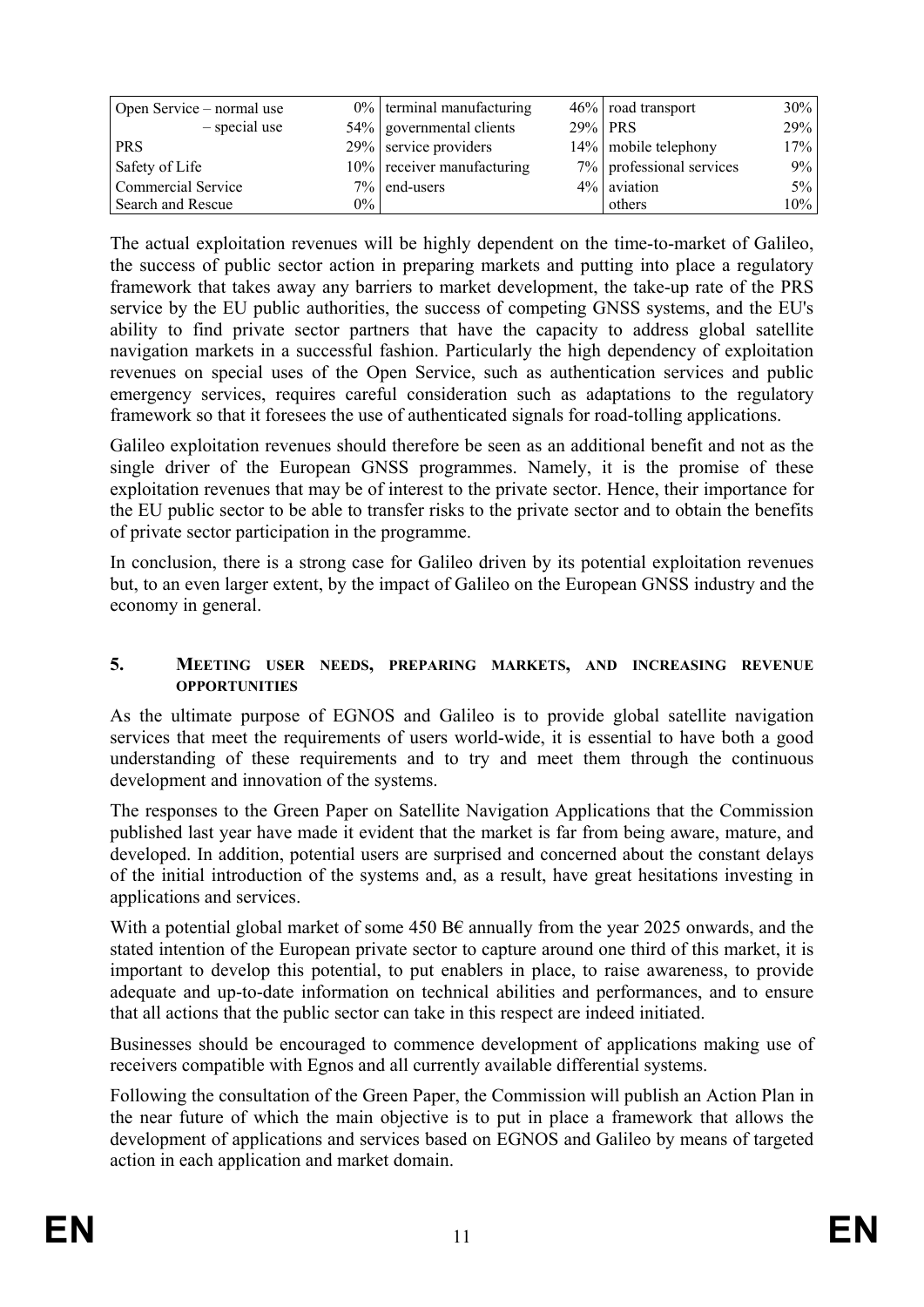| | | | | | |
|---|---|---|---|---|---|
| Open Service – normal use | 0% | terminal manufacturing | 46% | road transport | 30% |
| – special use | 54% | governmental clients | 29% | PRS | 29% |
| PRS | 29% | service providers | 14% | mobile telephony | 17% |
| Safety of Life | 10% | receiver manufacturing | 7% | professional services | 9% |
| Commercial Service | 7% | end-users | 4% | aviation | 5% |
| Search and Rescue | 0% | | | others | 10% |

The actual exploitation revenues will be highly dependent on the time-to-market of Galileo, the success of public sector action in preparing markets and putting into place a regulatory framework that takes away any barriers to market development, the take-up rate of the PRS service by the EU public authorities, the success of competing GNSS systems, and the EU's ability to find private sector partners that have the capacity to address global satellite navigation markets in a successful fashion. Particularly the high dependency of exploitation revenues on special uses of the Open Service, such as authentication services and public emergency services, requires careful consideration such as adaptations to the regulatory framework so that it foresees the use of authenticated signals for road-tolling applications.

Galileo exploitation revenues should therefore be seen as an additional benefit and not as the single driver of the European GNSS programmes. Namely, it is the promise of these exploitation revenues that may be of interest to the private sector. Hence, their importance for the EU public sector to be able to transfer risks to the private sector and to obtain the benefits of private sector participation in the programme.

In conclusion, there is a strong case for Galileo driven by its potential exploitation revenues but, to an even larger extent, by the impact of Galileo on the European GNSS industry and the economy in general.

## 5. Meeting user needs, preparing markets, and increasing revenue opportunities

As the ultimate purpose of EGNOS and Galileo is to provide global satellite navigation services that meet the requirements of users world-wide, it is essential to have both a good understanding of these requirements and to try and meet them through the continuous development and innovation of the systems.

The responses to the Green Paper on Satellite Navigation Applications that the Commission published last year have made it evident that the market is far from being aware, mature, and developed. In addition, potential users are surprised and concerned about the constant delays of the initial introduction of the systems and, as a result, have great hesitations investing in applications and services.

With a potential global market of some 450 B€ annually from the year 2025 onwards, and the stated intention of the European private sector to capture around one third of this market, it is important to develop this potential, to put enablers in place, to raise awareness, to provide adequate and up-to-date information on technical abilities and performances, and to ensure that all actions that the public sector can take in this respect are indeed initiated.

Businesses should be encouraged to commence development of applications making use of receivers compatible with Egnos and all currently available differential systems.

Following the consultation of the Green Paper, the Commission will publish an Action Plan in the near future of which the main objective is to put in place a framework that allows the development of applications and services based on EGNOS and Galileo by means of targeted action in each application and market domain.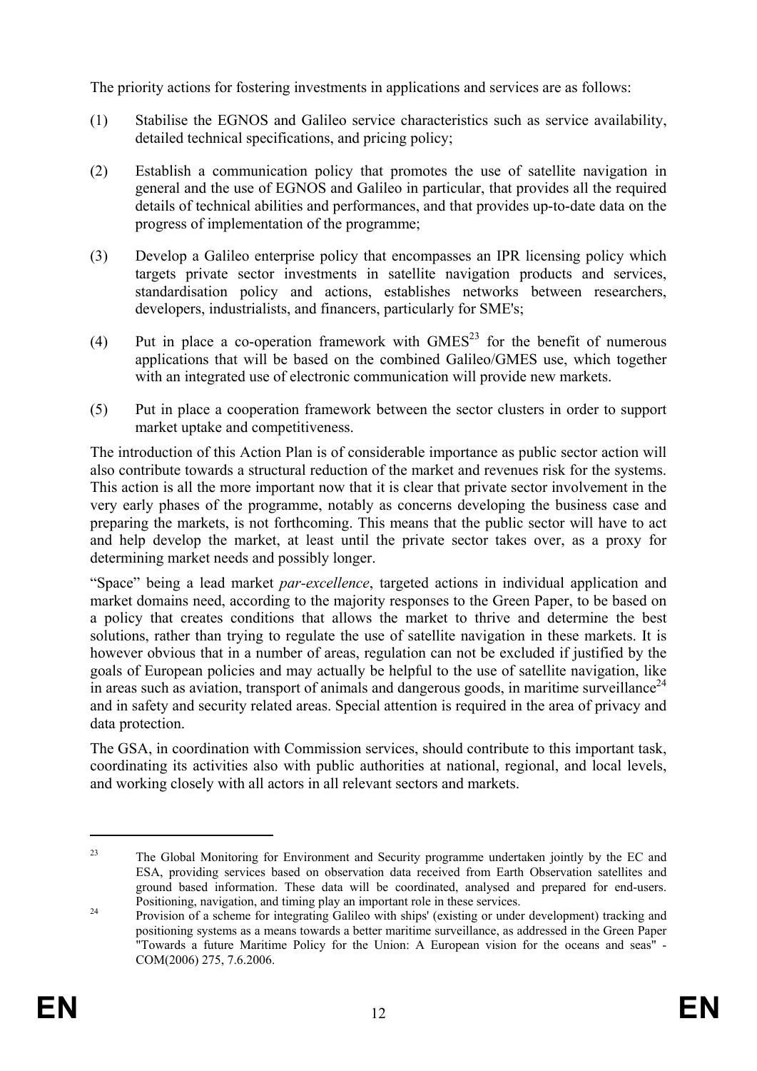The priority actions for fostering investments in applications and services are as follows:

(1) Stabilise the EGNOS and Galileo service characteristics such as service availability, detailed technical specifications, and pricing policy;

(2) Establish a communication policy that promotes the use of satellite navigation in general and the use of EGNOS and Galileo in particular, that provides all the required details of technical abilities and performances, and that provides up-to-date data on the progress of implementation of the programme;

(3) Develop a Galileo enterprise policy that encompasses an IPR licensing policy which targets private sector investments in satellite navigation products and services, standardisation policy and actions, establishes networks between researchers, developers, industrialists, and financers, particularly for SME's;

(4) Put in place a co-operation framework with GMES[23] for the benefit of numerous applications that will be based on the combined Galileo/GMES use, which together with an integrated use of electronic communication will provide new markets.

(5) Put in place a cooperation framework between the sector clusters in order to support market uptake and competitiveness.

The introduction of this Action Plan is of considerable importance as public sector action will also contribute towards a structural reduction of the market and revenues risk for the systems. This action is all the more important now that it is clear that private sector involvement in the very early phases of the programme, notably as concerns developing the business case and preparing the markets, is not forthcoming. This means that the public sector will have to act and help develop the market, at least until the private sector takes over, as a proxy for determining market needs and possibly longer.

"Space" being a lead market *par-excellence*, targeted actions in individual application and market domains need, according to the majority responses to the Green Paper, to be based on a policy that creates conditions that allows the market to thrive and determine the best solutions, rather than trying to regulate the use of satellite navigation in these markets. It is however obvious that in a number of areas, regulation can not be excluded if justified by the goals of European policies and may actually be helpful to the use of satellite navigation, like in areas such as aviation, transport of animals and dangerous goods, in maritime surveillance[24] and in safety and security related areas. Special attention is required in the area of privacy and data protection.

The GSA, in coordination with Commission services, should contribute to this important task, coordinating its activities also with public authorities at national, regional, and local levels, and working closely with all actors in all relevant sectors and markets.

---

[23] The Global Monitoring for Environment and Security programme undertaken jointly by the EC and ESA, providing services based on observation data received from Earth Observation satellites and ground based information. These data will be coordinated, analysed and prepared for end-users. Positioning, navigation, and timing play an important role in these services.

[24] Provision of a scheme for integrating Galileo with ships' (existing or under development) tracking and positioning systems as a means towards a better maritime surveillance, as addressed in the Green Paper "Towards a future Maritime Policy for the Union: A European vision for the oceans and seas" - COM(2006) 275, 7.6.2006.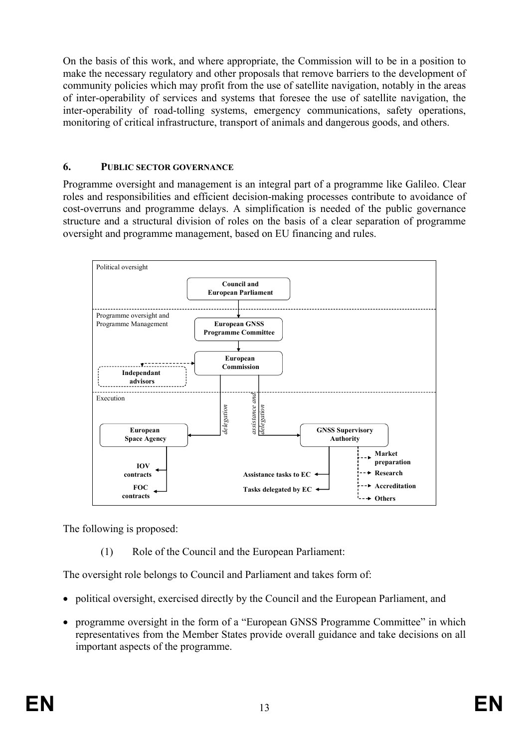On the basis of this work, and where appropriate, the Commission will to be in a position to make the necessary regulatory and other proposals that remove barriers to the development of community policies which may profit from the use of satellite navigation, notably in the areas of inter-operability of services and systems that foresee the use of satellite navigation, the inter-operability of road-tolling systems, emergency communications, safety operations, monitoring of critical infrastructure, transport of animals and dangerous goods, and others.

## 6. PUBLIC SECTOR GOVERNANCE

Programme oversight and management is an integral part of a programme like Galileo. Clear roles and responsibilities and efficient decision-making processes contribute to avoidance of cost-overruns and programme delays. A simplification is needed of the public governance structure and a structural division of roles on the basis of a clear separation of programme oversight and programme management, based on EU financing and rules.

Political oversight

**Council and European Parliament**

Programme oversight and Programme Management

**European GNSS Programme Committee**

**European Commission**

**Independant advisors**

Execution

*delegation* — **European Space Agency** → **IOV contracts**, **FOC contracts**

*assistance and delegation* — **GNSS Supervisory Authority** → **Assistance tasks to EC**, **Tasks delegated by EC**, **Market preparation**, **Research**, **Accreditation**, **Others**

The following is proposed:

(1) Role of the Council and the European Parliament:

The oversight role belongs to Council and Parliament and takes form of:

- political oversight, exercised directly by the Council and the European Parliament, and
- programme oversight in the form of a "European GNSS Programme Committee" in which representatives from the Member States provide overall guidance and take decisions on all important aspects of the programme.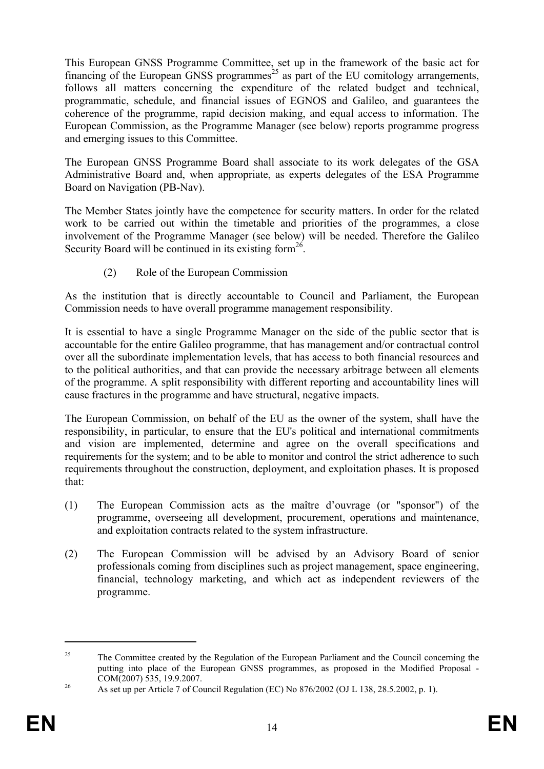This European GNSS Programme Committee, set up in the framework of the basic act for financing of the European GNSS programmes[25] as part of the EU comitology arrangements, follows all matters concerning the expenditure of the related budget and technical, programmatic, schedule, and financial issues of EGNOS and Galileo, and guarantees the coherence of the programme, rapid decision making, and equal access to information. The European Commission, as the Programme Manager (see below) reports programme progress and emerging issues to this Committee.

The European GNSS Programme Board shall associate to its work delegates of the GSA Administrative Board and, when appropriate, as experts delegates of the ESA Programme Board on Navigation (PB-Nav).

The Member States jointly have the competence for security matters. In order for the related work to be carried out within the timetable and priorities of the programmes, a close involvement of the Programme Manager (see below) will be needed. Therefore the Galileo Security Board will be continued in its existing form[26].

(2) Role of the European Commission

As the institution that is directly accountable to Council and Parliament, the European Commission needs to have overall programme management responsibility.

It is essential to have a single Programme Manager on the side of the public sector that is accountable for the entire Galileo programme, that has management and/or contractual control over all the subordinate implementation levels, that has access to both financial resources and to the political authorities, and that can provide the necessary arbitrage between all elements of the programme. A split responsibility with different reporting and accountability lines will cause fractures in the programme and have structural, negative impacts.

The European Commission, on behalf of the EU as the owner of the system, shall have the responsibility, in particular, to ensure that the EU's political and international commitments and vision are implemented, determine and agree on the overall specifications and requirements for the system; and to be able to monitor and control the strict adherence to such requirements throughout the construction, deployment, and exploitation phases. It is proposed that:

(1) The European Commission acts as the maître d'ouvrage (or "sponsor") of the programme, overseeing all development, procurement, operations and maintenance, and exploitation contracts related to the system infrastructure.

(2) The European Commission will be advised by an Advisory Board of senior professionals coming from disciplines such as project management, space engineering, financial, technology marketing, and which act as independent reviewers of the programme.

---

[25] The Committee created by the Regulation of the European Parliament and the Council concerning the putting into place of the European GNSS programmes, as proposed in the Modified Proposal - COM(2007) 535, 19.9.2007.

[26] As set up per Article 7 of Council Regulation (EC) No 876/2002 (OJ L 138, 28.5.2002, p. 1).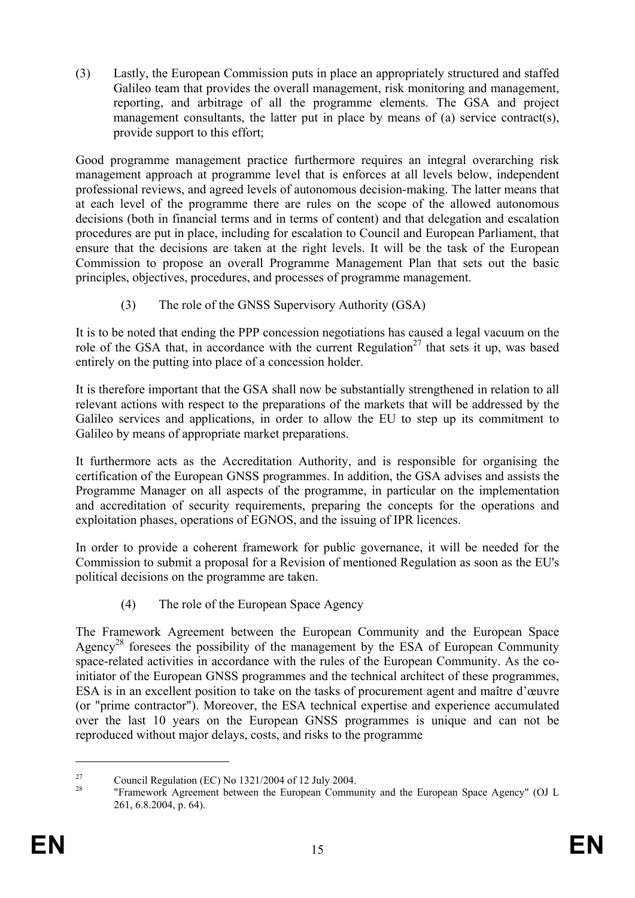(3) Lastly, the European Commission puts in place an appropriately structured and staffed Galileo team that provides the overall management, risk monitoring and management, reporting, and arbitrage of all the programme elements. The GSA and project management consultants, the latter put in place by means of (a) service contract(s), provide support to this effort;

Good programme management practice furthermore requires an integral overarching risk management approach at programme level that is enforces at all levels below, independent professional reviews, and agreed levels of autonomous decision-making. The latter means that at each level of the programme there are rules on the scope of the allowed autonomous decisions (both in financial terms and in terms of content) and that delegation and escalation procedures are put in place, including for escalation to Council and European Parliament, that ensure that the decisions are taken at the right levels. It will be the task of the European Commission to propose an overall Programme Management Plan that sets out the basic principles, objectives, procedures, and processes of programme management.

(3) The role of the GNSS Supervisory Authority (GSA)

It is to be noted that ending the PPP concession negotiations has caused a legal vacuum on the role of the GSA that, in accordance with the current Regulation[27] that sets it up, was based entirely on the putting into place of a concession holder.

It is therefore important that the GSA shall now be substantially strengthened in relation to all relevant actions with respect to the preparations of the markets that will be addressed by the Galileo services and applications, in order to allow the EU to step up its commitment to Galileo by means of appropriate market preparations.

It furthermore acts as the Accreditation Authority, and is responsible for organising the certification of the European GNSS programmes. In addition, the GSA advises and assists the Programme Manager on all aspects of the programme, in particular on the implementation and accreditation of security requirements, preparing the concepts for the operations and exploitation phases, operations of EGNOS, and the issuing of IPR licences.

In order to provide a coherent framework for public governance, it will be needed for the Commission to submit a proposal for a Revision of mentioned Regulation as soon as the EU's political decisions on the programme are taken.

(4) The role of the European Space Agency

The Framework Agreement between the European Community and the European Space Agency[28] foresees the possibility of the management by the ESA of European Community space-related activities in accordance with the rules of the European Community. As the co-initiator of the European GNSS programmes and the technical architect of these programmes, ESA is in an excellent position to take on the tasks of procurement agent and maître d'œuvre (or "prime contractor"). Moreover, the ESA technical expertise and experience accumulated over the last 10 years on the European GNSS programmes is unique and can not be reproduced without major delays, costs, and risks to the programme

---

[27] Council Regulation (EC) No 1321/2004 of 12 July 2004.

[28] "Framework Agreement between the European Community and the European Space Agency" (OJ L 261, 6.8.2004, p. 64).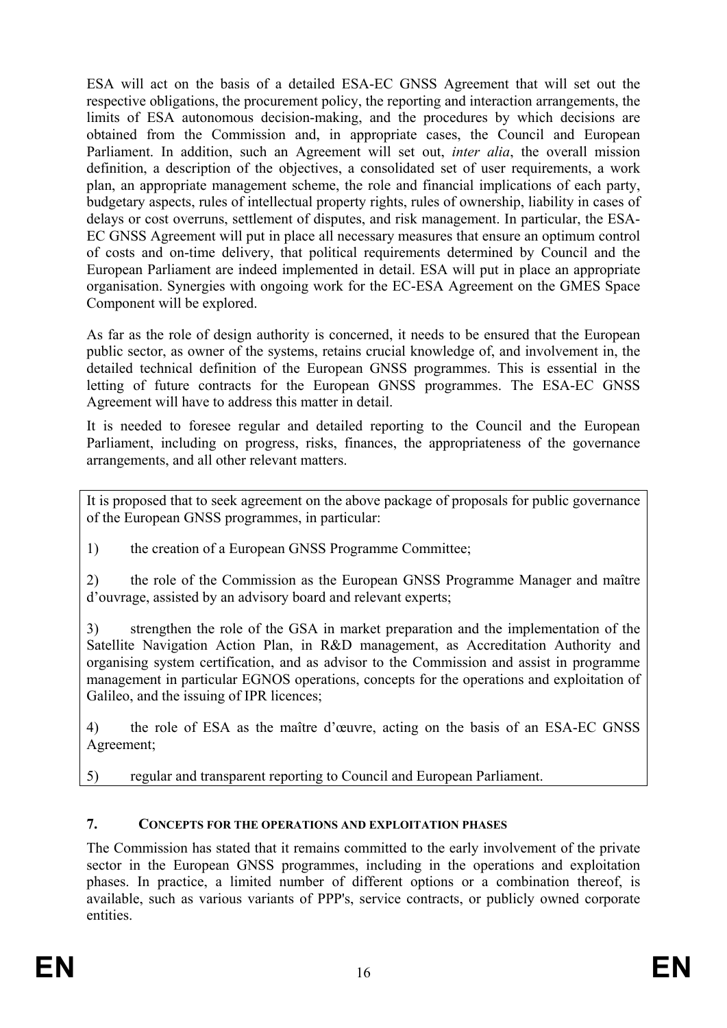ESA will act on the basis of a detailed ESA-EC GNSS Agreement that will set out the respective obligations, the procurement policy, the reporting and interaction arrangements, the limits of ESA autonomous decision-making, and the procedures by which decisions are obtained from the Commission and, in appropriate cases, the Council and European Parliament. In addition, such an Agreement will set out, *inter alia*, the overall mission definition, a description of the objectives, a consolidated set of user requirements, a work plan, an appropriate management scheme, the role and financial implications of each party, budgetary aspects, rules of intellectual property rights, rules of ownership, liability in cases of delays or cost overruns, settlement of disputes, and risk management. In particular, the ESA-EC GNSS Agreement will put in place all necessary measures that ensure an optimum control of costs and on-time delivery, that political requirements determined by Council and the European Parliament are indeed implemented in detail. ESA will put in place an appropriate organisation. Synergies with ongoing work for the EC-ESA Agreement on the GMES Space Component will be explored.

As far as the role of design authority is concerned, it needs to be ensured that the European public sector, as owner of the systems, retains crucial knowledge of, and involvement in, the detailed technical definition of the European GNSS programmes. This is essential in the letting of future contracts for the European GNSS programmes. The ESA-EC GNSS Agreement will have to address this matter in detail.

It is needed to foresee regular and detailed reporting to the Council and the European Parliament, including on progress, risks, finances, the appropriateness of the governance arrangements, and all other relevant matters.

It is proposed that to seek agreement on the above package of proposals for public governance of the European GNSS programmes, in particular:

1) the creation of a European GNSS Programme Committee;

2) the role of the Commission as the European GNSS Programme Manager and maître d'ouvrage, assisted by an advisory board and relevant experts;

3) strengthen the role of the GSA in market preparation and the implementation of the Satellite Navigation Action Plan, in R&D management, as Accreditation Authority and organising system certification, and as advisor to the Commission and assist in programme management in particular EGNOS operations, concepts for the operations and exploitation of Galileo, and the issuing of IPR licences;

4) the role of ESA as the maître d'œuvre, acting on the basis of an ESA-EC GNSS Agreement;

5) regular and transparent reporting to Council and European Parliament.

## 7. Concepts for the operations and exploitation phases

The Commission has stated that it remains committed to the early involvement of the private sector in the European GNSS programmes, including in the operations and exploitation phases. In practice, a limited number of different options or a combination thereof, is available, such as various variants of PPP's, service contracts, or publicly owned corporate entities.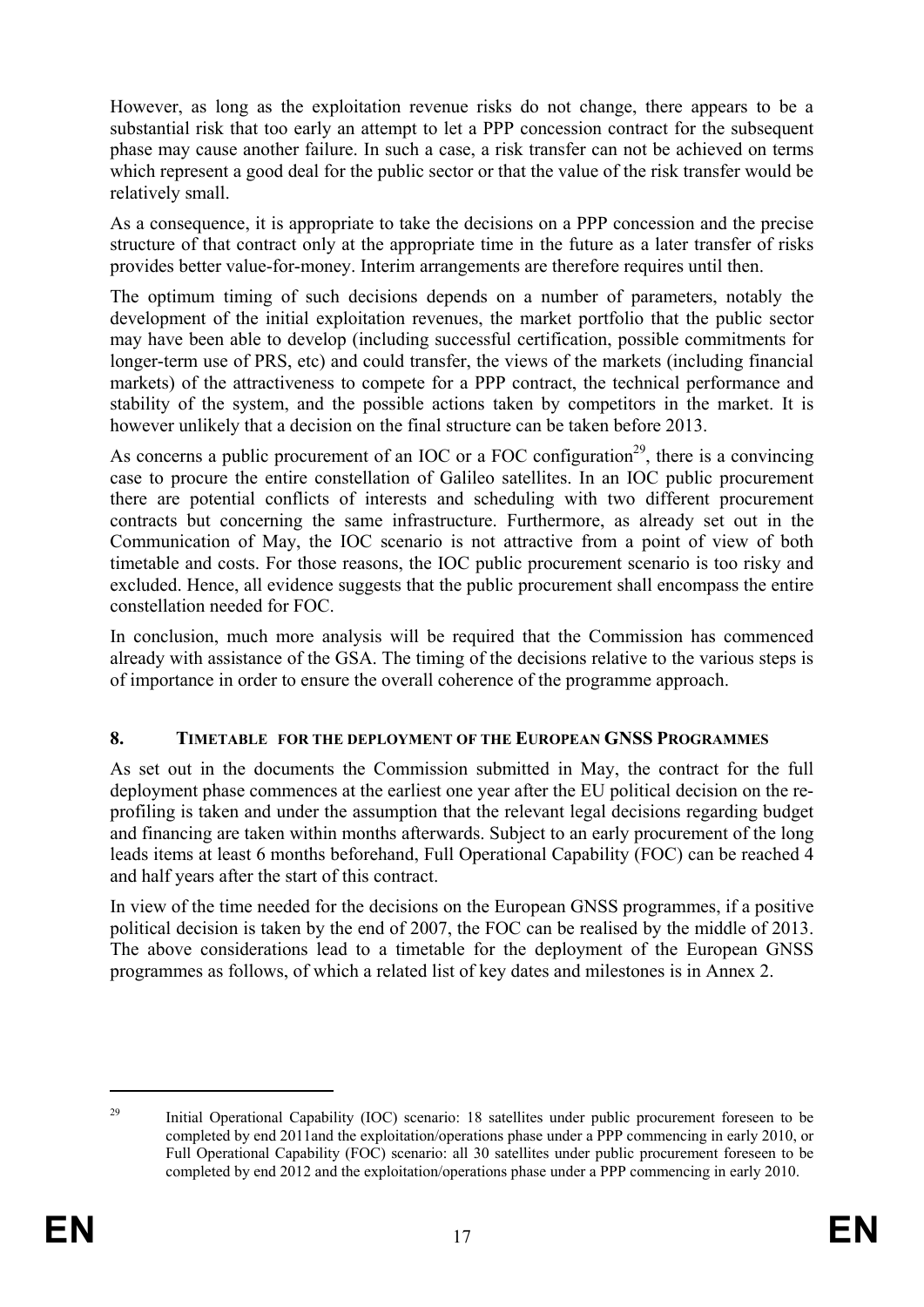However, as long as the exploitation revenue risks do not change, there appears to be a substantial risk that too early an attempt to let a PPP concession contract for the subsequent phase may cause another failure. In such a case, a risk transfer can not be achieved on terms which represent a good deal for the public sector or that the value of the risk transfer would be relatively small.

As a consequence, it is appropriate to take the decisions on a PPP concession and the precise structure of that contract only at the appropriate time in the future as a later transfer of risks provides better value-for-money. Interim arrangements are therefore requires until then.

The optimum timing of such decisions depends on a number of parameters, notably the development of the initial exploitation revenues, the market portfolio that the public sector may have been able to develop (including successful certification, possible commitments for longer-term use of PRS, etc) and could transfer, the views of the markets (including financial markets) of the attractiveness to compete for a PPP contract, the technical performance and stability of the system, and the possible actions taken by competitors in the market. It is however unlikely that a decision on the final structure can be taken before 2013.

As concerns a public procurement of an IOC or a FOC configuration[29], there is a convincing case to procure the entire constellation of Galileo satellites. In an IOC public procurement there are potential conflicts of interests and scheduling with two different procurement contracts but concerning the same infrastructure. Furthermore, as already set out in the Communication of May, the IOC scenario is not attractive from a point of view of both timetable and costs. For those reasons, the IOC public procurement scenario is too risky and excluded. Hence, all evidence suggests that the public procurement shall encompass the entire constellation needed for FOC.

In conclusion, much more analysis will be required that the Commission has commenced already with assistance of the GSA. The timing of the decisions relative to the various steps is of importance in order to ensure the overall coherence of the programme approach.

## 8. TIMETABLE FOR THE DEPLOYMENT OF THE EUROPEAN GNSS PROGRAMMES

As set out in the documents the Commission submitted in May, the contract for the full deployment phase commences at the earliest one year after the EU political decision on the re-profiling is taken and under the assumption that the relevant legal decisions regarding budget and financing are taken within months afterwards. Subject to an early procurement of the long leads items at least 6 months beforehand, Full Operational Capability (FOC) can be reached 4 and half years after the start of this contract.

In view of the time needed for the decisions on the European GNSS programmes, if a positive political decision is taken by the end of 2007, the FOC can be realised by the middle of 2013. The above considerations lead to a timetable for the deployment of the European GNSS programmes as follows, of which a related list of key dates and milestones is in Annex 2.

---

[29] Initial Operational Capability (IOC) scenario: 18 satellites under public procurement foreseen to be completed by end 2011and the exploitation/operations phase under a PPP commencing in early 2010, or Full Operational Capability (FOC) scenario: all 30 satellites under public procurement foreseen to be completed by end 2012 and the exploitation/operations phase under a PPP commencing in early 2010.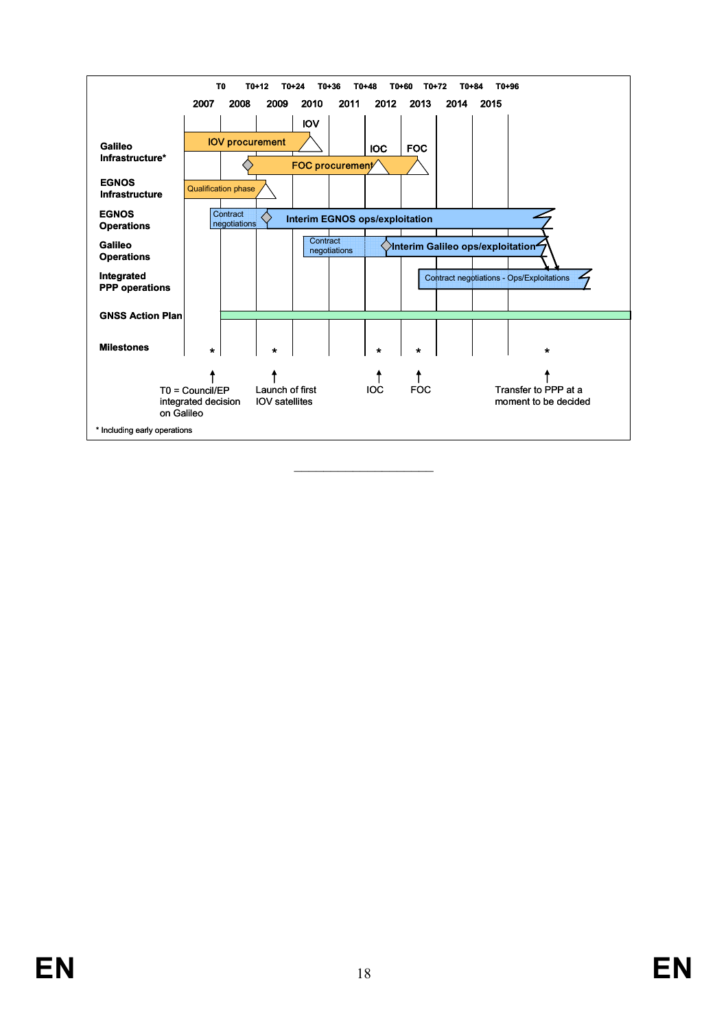| | T0 | T0+12 | T0+24 | T0+36 | T0+48 | T0+60 | T0+72 | T0+84 | T0+96 |
|---|---|---|---|---|---|---|---|---|---|
| | 2007 | 2008 | 2009 | 2010 | 2011 | 2012 | 2013 | 2014 | 2015 |

**Galileo Infrastructure***
- IOV procurement → IOV
- FOC procurement → IOC, FOC

**EGNOS Infrastructure**
- Qualification phase

**EGNOS Operations**
- Contract negotiations
- Interim EGNOS ops/exploitation

**Galileo Operations**
- Contract negotiations
- Interim Galileo ops/exploitation

**Integrated PPP operations**
- Contract negotiations - Ops/Exploitations

**GNSS Action Plan**

**Milestones**
- T0 = Council/EP integrated decision on Galileo
- Launch of first IOV satellites
- IOC
- FOC
- Transfer to PPP at a moment to be decided

\* Including early operations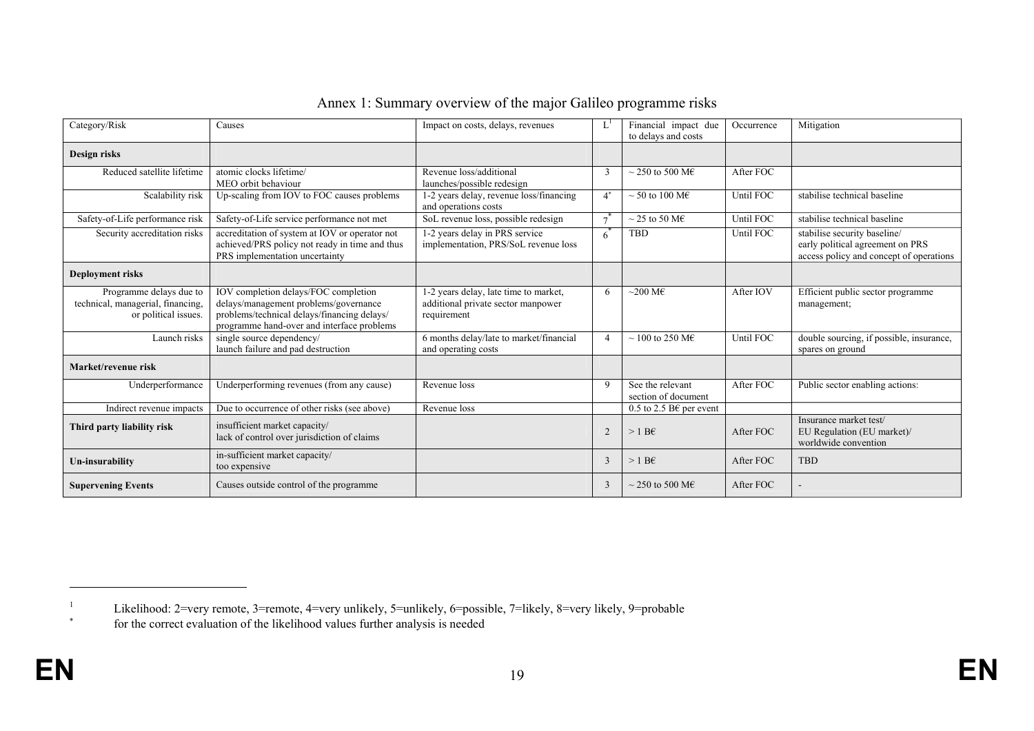# Annex 1: Summary overview of the major Galileo programme risks

| Category/Risk | Causes | Impact on costs, delays, revenues | L[1] | Financial impact due to delays and costs | Occurrence | Mitigation |
|---|---|---|---|---|---|---|
| **Design risks** | | | | | | |
| Reduced satellite lifetime | atomic clocks lifetime/ MEO orbit behaviour | Revenue loss/additional launches/possible redesign | 3 | ~ 250 to 500 M€ | After FOC | |
| Scalability risk | Up-scaling from IOV to FOC causes problems | 1-2 years delay, revenue loss/financing and operations costs | 4* | ~ 50 to 100 M€ | Until FOC | stabilise technical baseline |
| Safety-of-Life performance risk | Safety-of-Life service performance not met | SoL revenue loss, possible redesign | 7* | ~ 25 to 50 M€ | Until FOC | stabilise technical baseline |
| Security accreditation risks | accreditation of system at IOV or operator not achieved/PRS policy not ready in time and thus PRS implementation uncertainty | 1-2 years delay in PRS service implementation, PRS/SoL revenue loss | 6* | TBD | Until FOC | stabilise security baseline/ early political agreement on PRS access policy and concept of operations |
| **Deployment risks** | | | | | | |
| Programme delays due to technical, managerial, financing, or political issues. | IOV completion delays/FOC completion delays/management problems/governance problems/technical delays/financing delays/ programme hand-over and interface problems | 1-2 years delay, late time to market, additional private sector manpower requirement | 6 | ~200 M€ | After IOV | Efficient public sector programme management; |
| Launch risks | single source dependency/ launch failure and pad destruction | 6 months delay/late to market/financial and operating costs | 4 | ~ 100 to 250 M€ | Until FOC | double sourcing, if possible, insurance, spares on ground |
| **Market/revenue risk** | | | | | | |
| Underperformance | Underperforming revenues (from any cause) | Revenue loss | 9 | See the relevant section of document | After FOC | Public sector enabling actions: |
| Indirect revenue impacts | Due to occurrence of other risks (see above) | Revenue loss | | 0.5 to 2.5 B€ per event | | |
| **Third party liability risk** | insufficient market capacity/ lack of control over jurisdiction of claims | | 2 | > 1 B€ | After FOC | Insurance market test/ EU Regulation (EU market)/ worldwide convention |
| **Un-insurability** | in-sufficient market capacity/ too expensive | | 3 | > 1 B€ | After FOC | TBD |
| **Supervening Events** | Causes outside control of the programme | | 3 | ~ 250 to 500 M€ | After FOC | - |

[1] Likelihood: 2=very remote, 3=remote, 4=very unlikely, 5=unlikely, 6=possible, 7=likely, 8=very likely, 9=probable

\* for the correct evaluation of the likelihood values further analysis is needed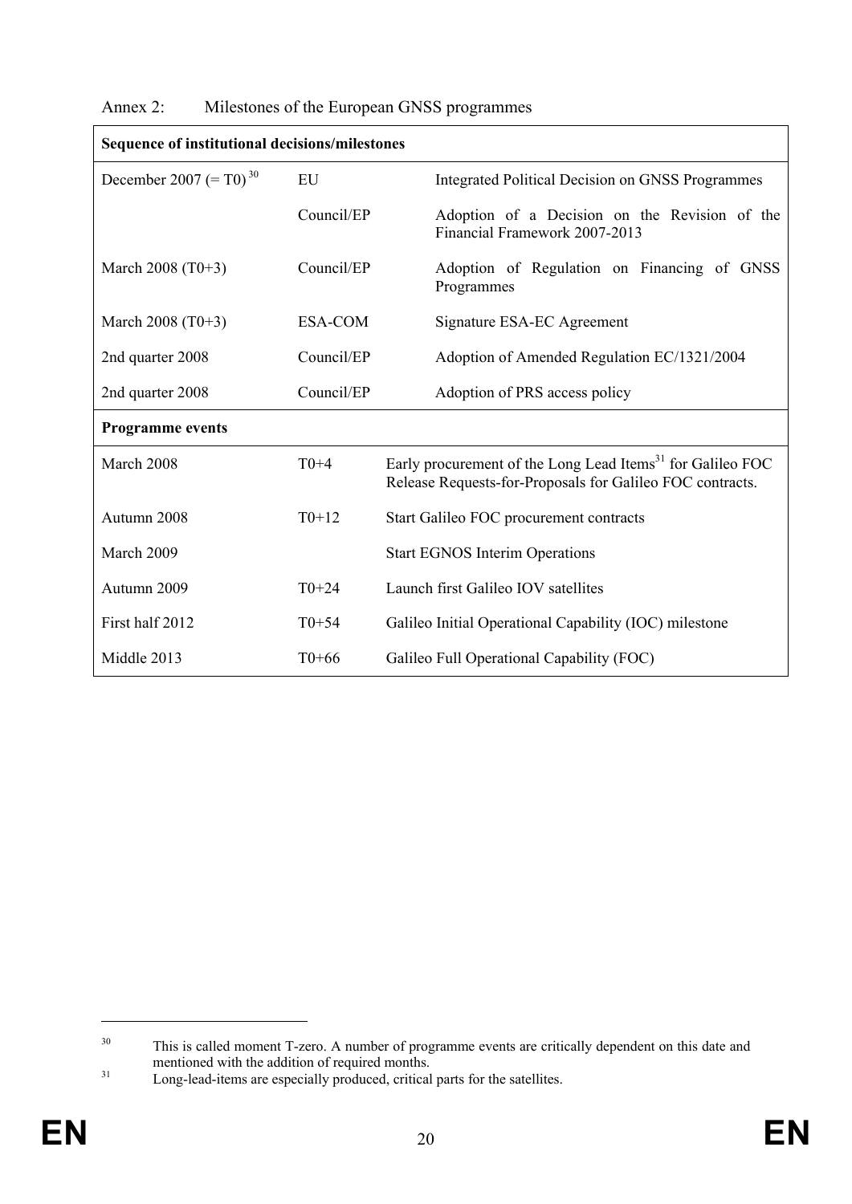Annex 2: Milestones of the European GNSS programmes

| | | |
|---|---|---|
| **Sequence of institutional decisions/milestones** | | |
| December 2007 (= T0)[30] | EU | Integrated Political Decision on GNSS Programmes |
| | Council/EP | Adoption of a Decision on the Revision of the Financial Framework 2007-2013 |
| March 2008 (T0+3) | Council/EP | Adoption of Regulation on Financing of GNSS Programmes |
| March 2008 (T0+3) | ESA-COM | Signature ESA-EC Agreement |
| 2nd quarter 2008 | Council/EP | Adoption of Amended Regulation EC/1321/2004 |
| 2nd quarter 2008 | Council/EP | Adoption of PRS access policy |
| **Programme events** | | |
| March 2008 | T0+4 | Early procurement of the Long Lead Items[31] for Galileo FOC Release Requests-for-Proposals for Galileo FOC contracts. |
| Autumn 2008 | T0+12 | Start Galileo FOC procurement contracts |
| March 2009 | | Start EGNOS Interim Operations |
| Autumn 2009 | T0+24 | Launch first Galileo IOV satellites |
| First half 2012 | T0+54 | Galileo Initial Operational Capability (IOC) milestone |
| Middle 2013 | T0+66 | Galileo Full Operational Capability (FOC) |

[30] This is called moment T-zero. A number of programme events are critically dependent on this date and mentioned with the addition of required months.

[31] Long-lead-items are especially produced, critical parts for the satellites.